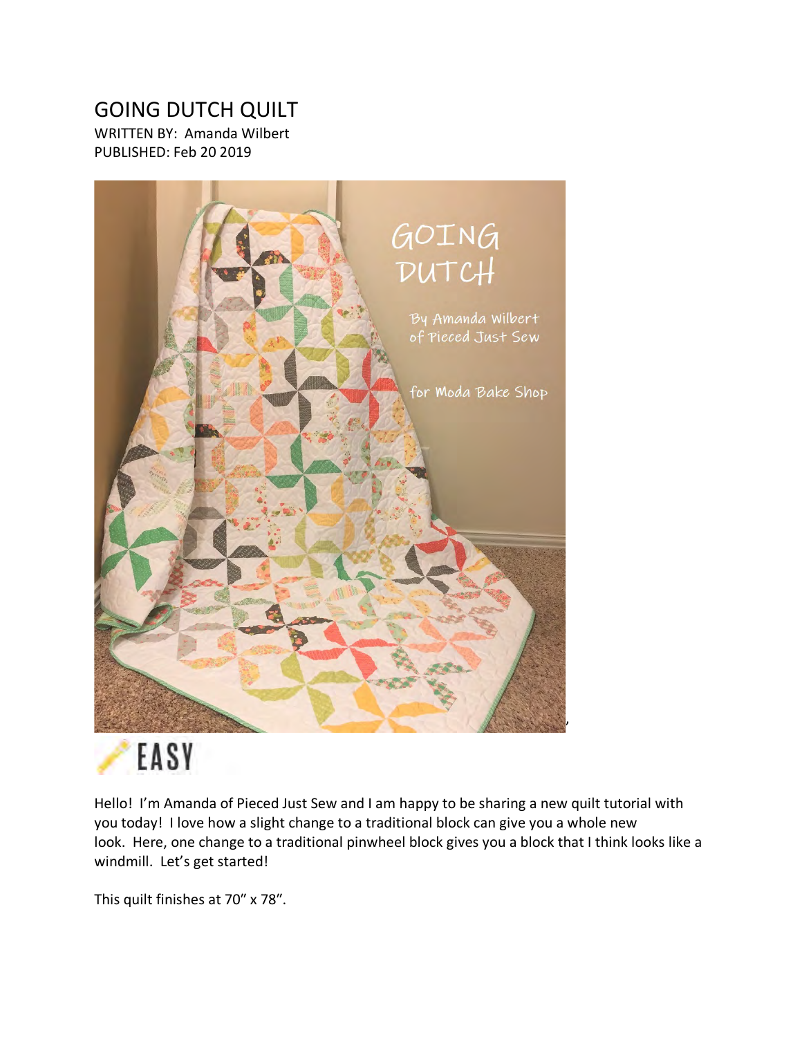# GOING DUTCH QUILT

WRITTEN BY: Amanda Wilbert
PUBLISHED: Feb 20 2019

EASY

Hello! I'm Amanda of Pieced Just Sew and I am happy to be sharing a new quilt tutorial with you today! I love how a slight change to a traditional block can give you a whole new look. Here, one change to a traditional pinwheel block gives you a block that I think looks like a windmill. Let's get started!

This quilt finishes at 70" x 78".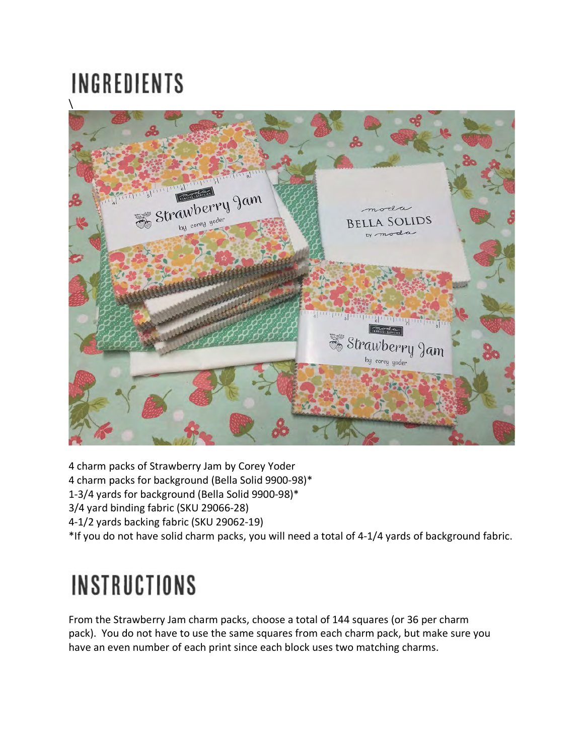# INGREDIENTS

\

4 charm packs of Strawberry Jam by Corey Yoder
4 charm packs for background (Bella Solid 9900-98)*
1-3/4 yards for background (Bella Solid 9900-98)*
3/4 yard binding fabric (SKU 29066-28)
4-1/2 yards backing fabric (SKU 29062-19)
*If you do not have solid charm packs, you will need a total of 4-1/4 yards of background fabric.

# INSTRUCTIONS

From the Strawberry Jam charm packs, choose a total of 144 squares (or 36 per charm pack). You do not have to use the same squares from each charm pack, but make sure you have an even number of each print since each block uses two matching charms.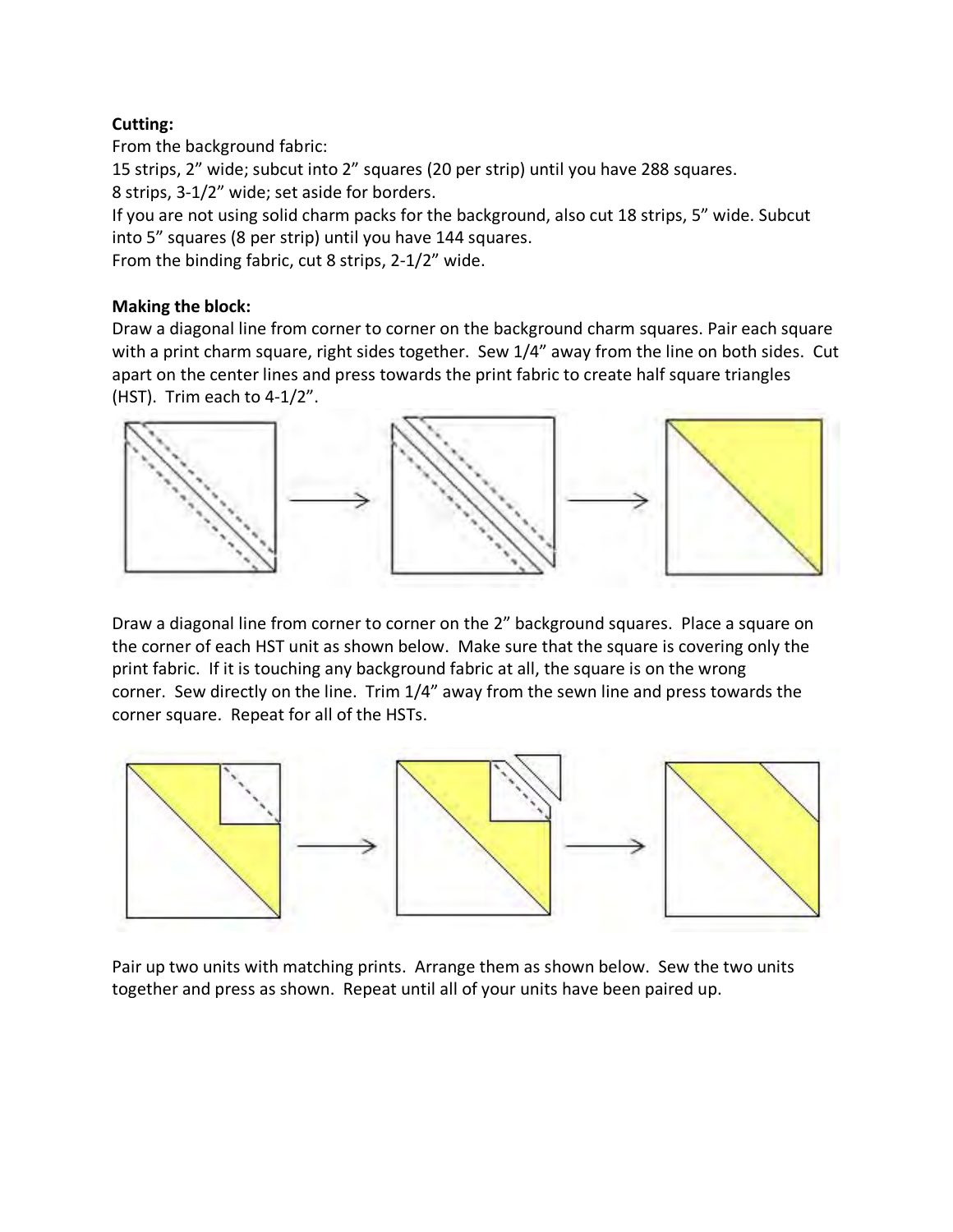**Cutting:**

From the background fabric:

15 strips, 2" wide; subcut into 2" squares (20 per strip) until you have 288 squares.

8 strips, 3-1/2" wide; set aside for borders.

If you are not using solid charm packs for the background, also cut 18 strips, 5" wide. Subcut into 5" squares (8 per strip) until you have 144 squares.

From the binding fabric, cut 8 strips, 2-1/2" wide.

**Making the block:**

Draw a diagonal line from corner to corner on the background charm squares. Pair each square with a print charm square, right sides together. Sew 1/4" away from the line on both sides. Cut apart on the center lines and press towards the print fabric to create half square triangles (HST). Trim each to 4-1/2".

Draw a diagonal line from corner to corner on the 2" background squares. Place a square on the corner of each HST unit as shown below. Make sure that the square is covering only the print fabric. If it is touching any background fabric at all, the square is on the wrong corner. Sew directly on the line. Trim 1/4" away from the sewn line and press towards the corner square. Repeat for all of the HSTs.

Pair up two units with matching prints. Arrange them as shown below. Sew the two units together and press as shown. Repeat until all of your units have been paired up.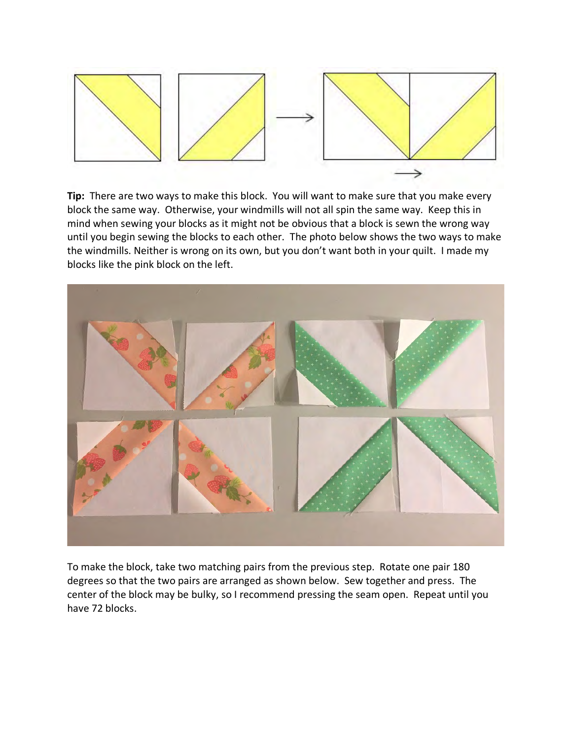**Tip:** There are two ways to make this block. You will want to make sure that you make every block the same way. Otherwise, your windmills will not all spin the same way. Keep this in mind when sewing your blocks as it might not be obvious that a block is sewn the wrong way until you begin sewing the blocks to each other. The photo below shows the two ways to make the windmills. Neither is wrong on its own, but you don't want both in your quilt. I made my blocks like the pink block on the left.

To make the block, take two matching pairs from the previous step. Rotate one pair 180 degrees so that the two pairs are arranged as shown below. Sew together and press. The center of the block may be bulky, so I recommend pressing the seam open. Repeat until you have 72 blocks.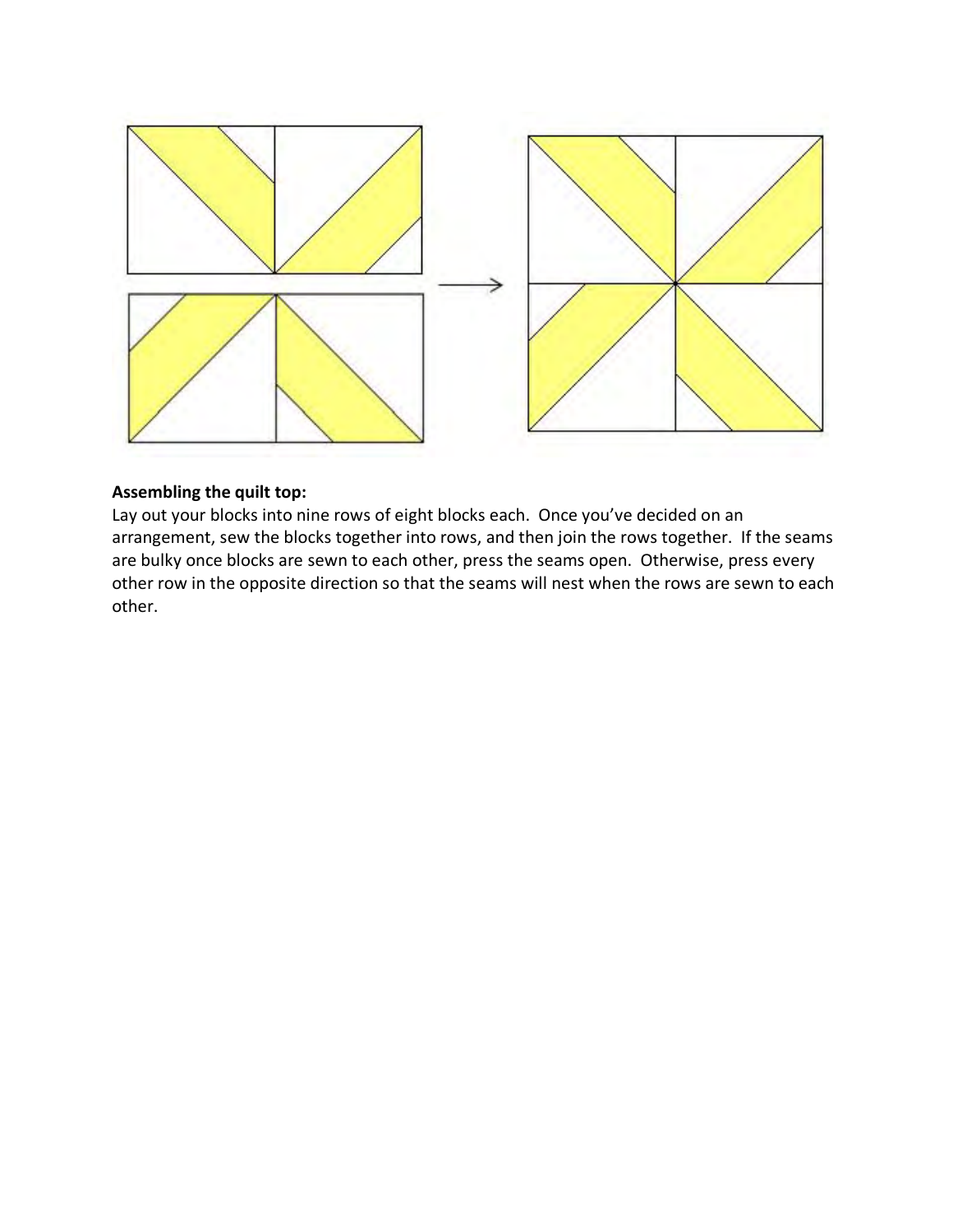**Assembling the quilt top:**

Lay out your blocks into nine rows of eight blocks each. Once you've decided on an arrangement, sew the blocks together into rows, and then join the rows together. If the seams are bulky once blocks are sewn to each other, press the seams open. Otherwise, press every other row in the opposite direction so that the seams will nest when the rows are sewn to each other.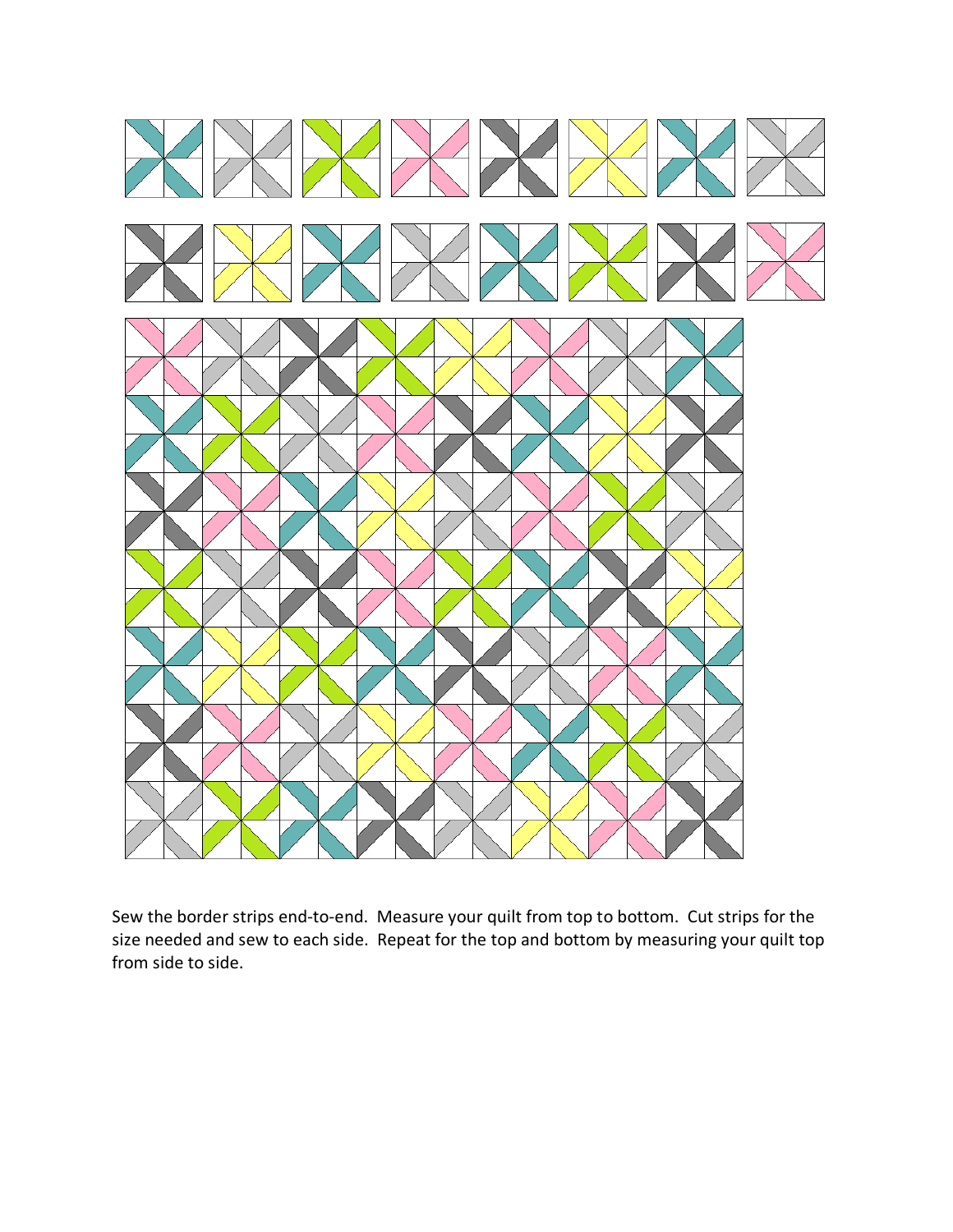Sew the border strips end-to-end. Measure your quilt from top to bottom. Cut strips for the size needed and sew to each side. Repeat for the top and bottom by measuring your quilt top from side to side.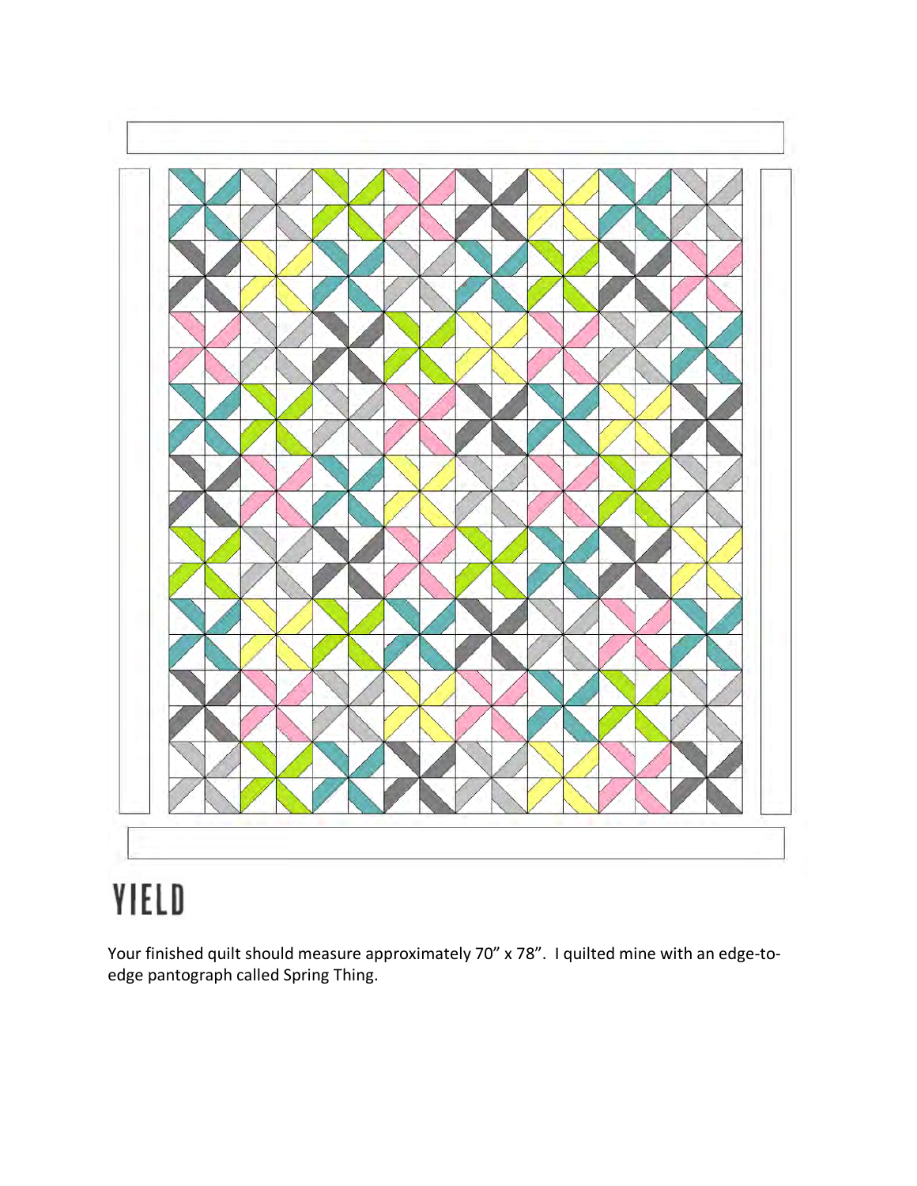# YIELD

Your finished quilt should measure approximately 70" x 78". I quilted mine with an edge-to-edge pantograph called Spring Thing.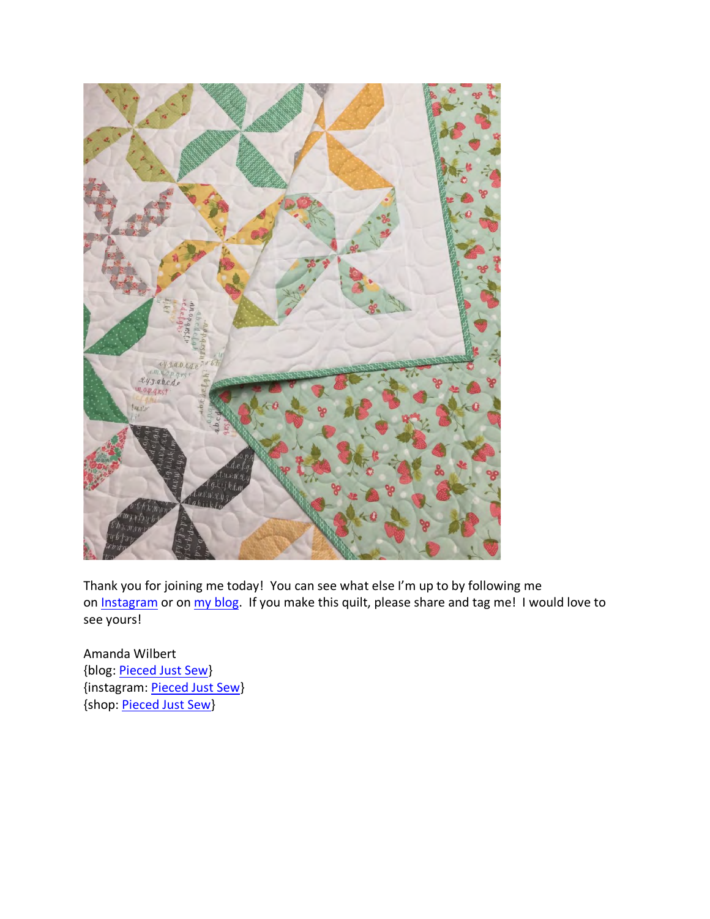Thank you for joining me today! You can see what else I'm up to by following me on Instagram or on my blog. If you make this quilt, please share and tag me! I would love to see yours!

Amanda Wilbert  
{blog: Pieced Just Sew}  
{instagram: Pieced Just Sew}  
{shop: Pieced Just Sew}